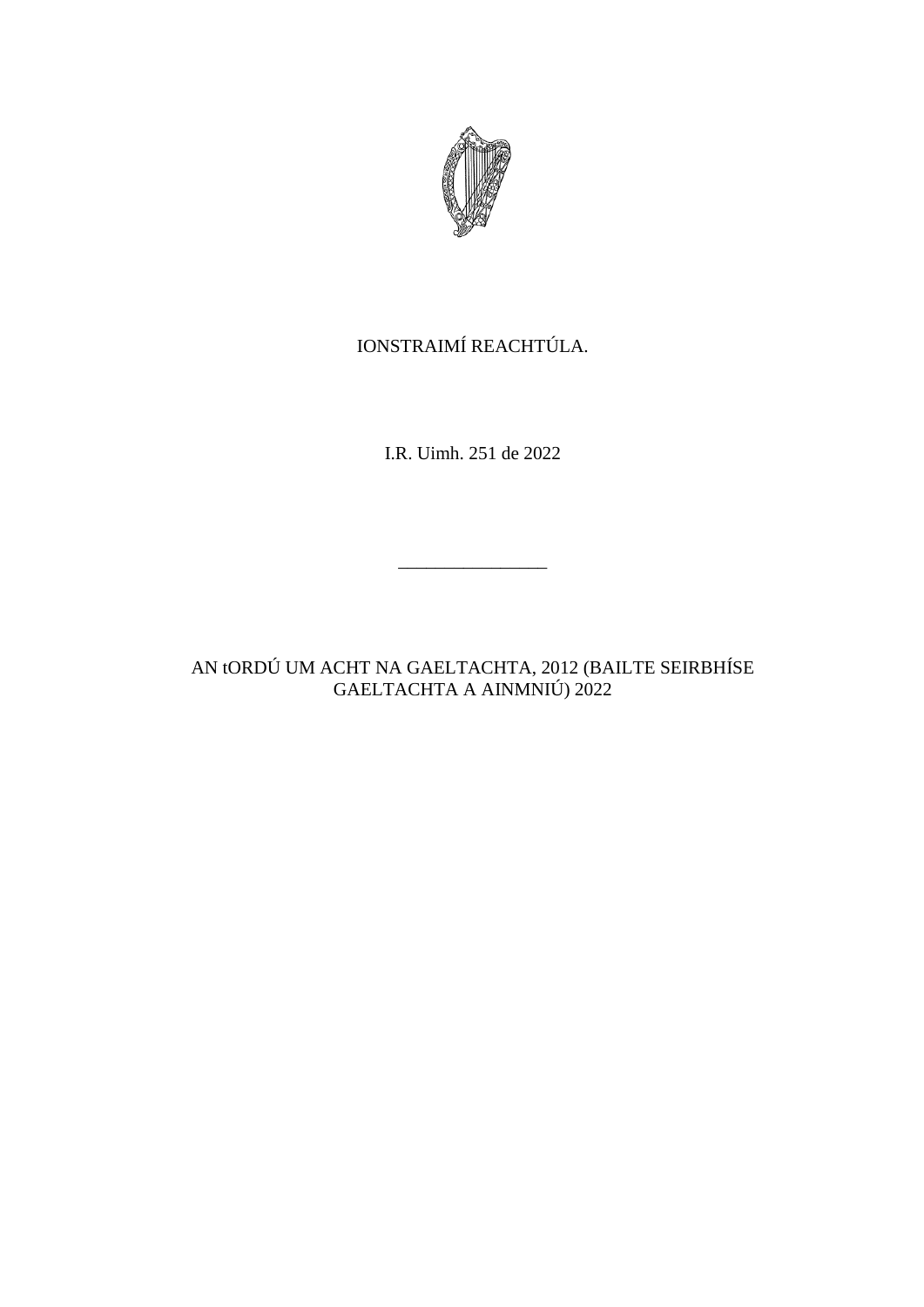IONSTRAIMÍ REACHTÚLA.

I.R. Uimh. 251 de 2022

---

# AN tORDÚ UM ACHT NA GAELTACHTA, 2012 (BAILTE SEIRBHÍSE GAELTACHTA A AINMNIÚ) 2022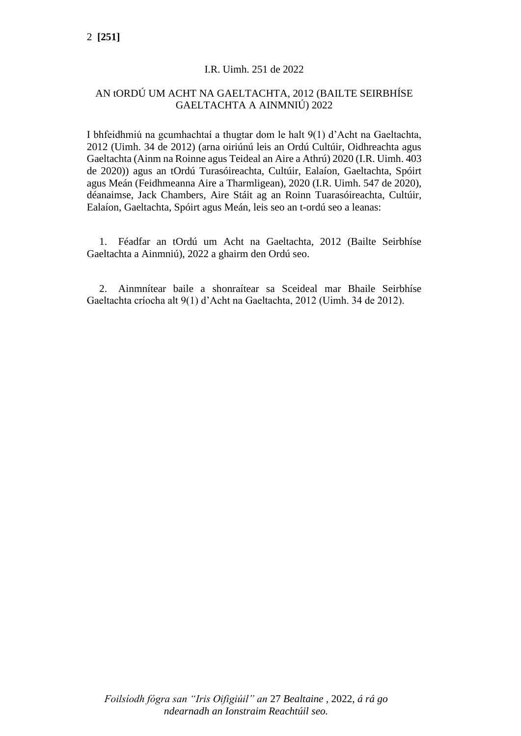I.R. Uimh. 251 de 2022

AN tORDÚ UM ACHT NA GAELTACHTA, 2012 (BAILTE SEIRBHÍSE GAELTACHTA A AINMNIÚ) 2022

I bhfeidhmiú na gcumhachtaí a thugtar dom le halt 9(1) d'Acht na Gaeltachta, 2012 (Uimh. 34 de 2012) (arna oiriúnú leis an Ordú Cultúir, Oidhreachta agus Gaeltachta (Ainm na Roinne agus Teideal an Aire a Athrú) 2020 (I.R. Uimh. 403 de 2020)) agus an tOrdú Turasóireachta, Cultúir, Ealaíon, Gaeltachta, Spóirt agus Meán (Feidhmeanna Aire a Tharmligean), 2020 (I.R. Uimh. 547 de 2020), déanaimse, Jack Chambers, Aire Stáit ag an Roinn Tuarasóireachta, Cultúir, Ealaíon, Gaeltachta, Spóirt agus Meán, leis seo an t-ordú seo a leanas:

1. Féadfar an tOrdú um Acht na Gaeltachta, 2012 (Bailte Seirbhíse Gaeltachta a Ainmniú), 2022 a ghairm den Ordú seo.

2. Ainmnítear baile a shonraítear sa Sceideal mar Bhaile Seirbhíse Gaeltachta críocha alt 9(1) d'Acht na Gaeltachta, 2012 (Uimh. 34 de 2012).

*Foilsíodh fógra san "Iris Oifigiúil" an* 27 *Bealtaine* , 2022, *á rá go ndearnadh an Ionstraim Reachtúil seo.*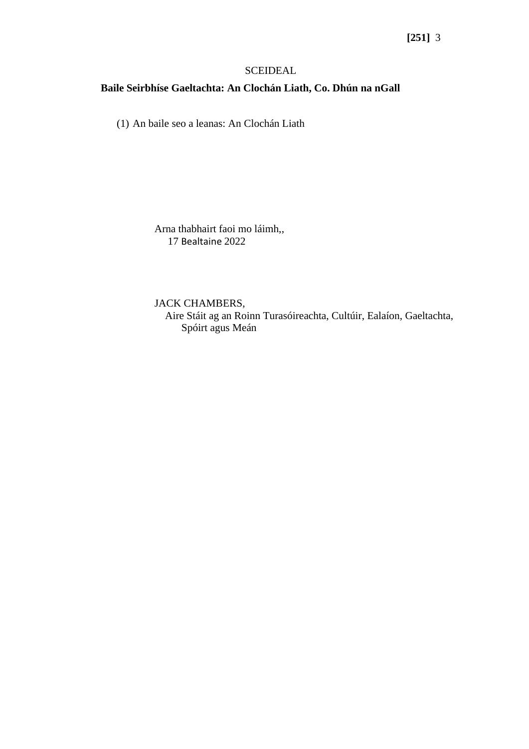SCEIDEAL

**Baile Seirbhíse Gaeltachta: An Clochán Liath, Co. Dhún na nGall**

(1) An baile seo a leanas: An Clochán Liath

Arna thabhairt faoi mo láimh,,
17 Bealtaine 2022

JACK CHAMBERS,
Aire Stáit ag an Roinn Turasóireachta, Cultúir, Ealaíon, Gaeltachta, Spóirt agus Meán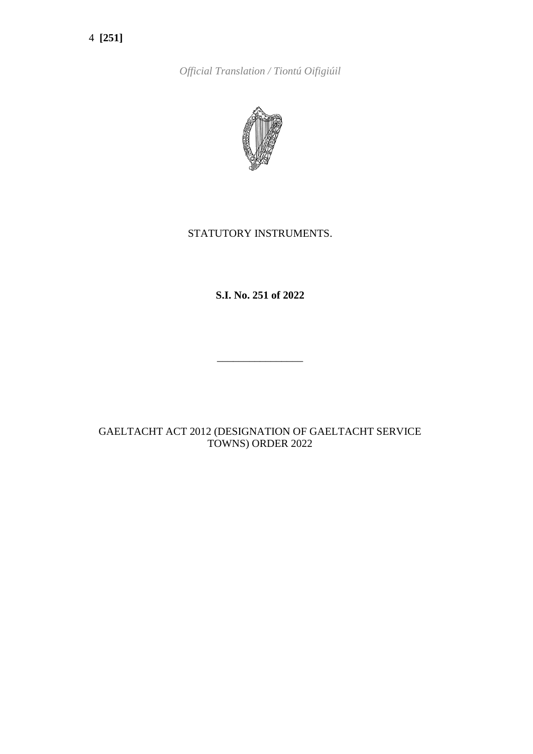*Official Translation / Tiontú Oifigiúil*

STATUTORY INSTRUMENTS.

**S.I. No. 251 of 2022**

________________

GAELTACHT ACT 2012 (DESIGNATION OF GAELTACHT SERVICE TOWNS) ORDER 2022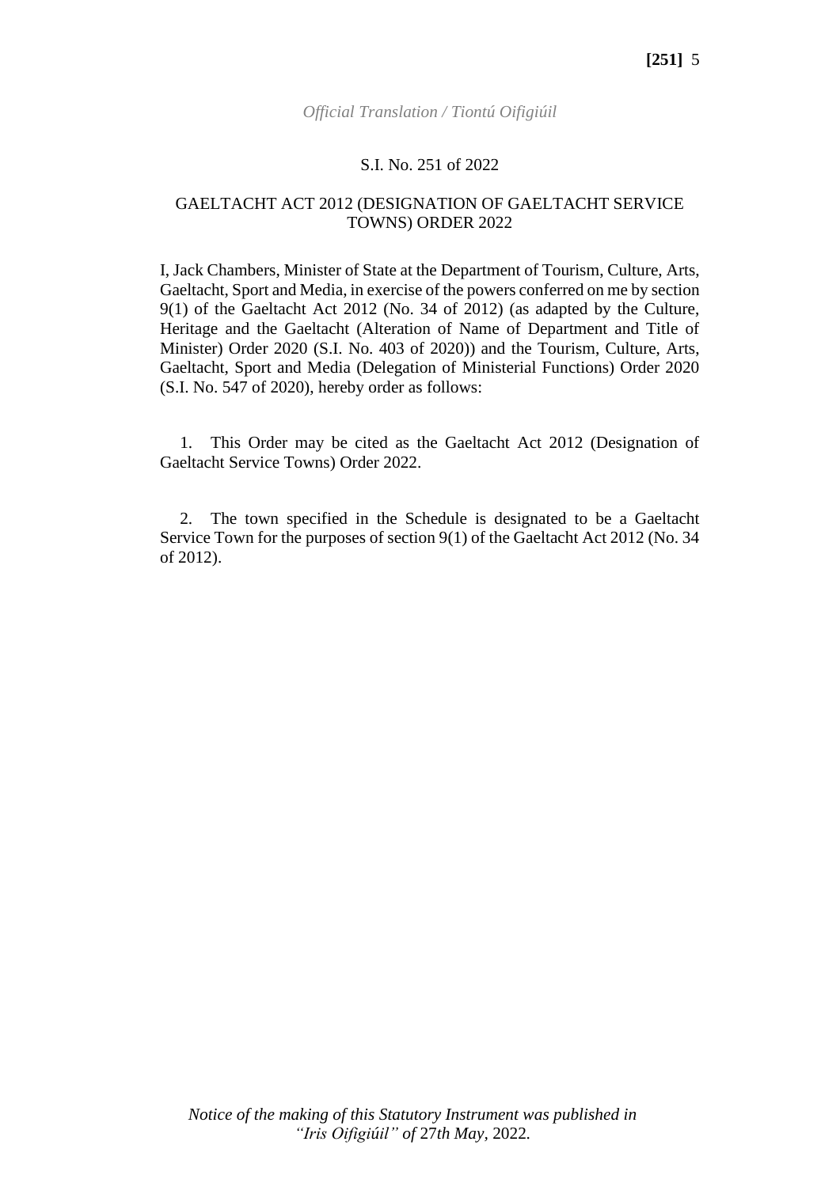*Official Translation / Tiontú Oifigiúil*

S.I. No. 251 of 2022

GAELTACHT ACT 2012 (DESIGNATION OF GAELTACHT SERVICE TOWNS) ORDER 2022

I, Jack Chambers, Minister of State at the Department of Tourism, Culture, Arts, Gaeltacht, Sport and Media, in exercise of the powers conferred on me by section 9(1) of the Gaeltacht Act 2012 (No. 34 of 2012) (as adapted by the Culture, Heritage and the Gaeltacht (Alteration of Name of Department and Title of Minister) Order 2020 (S.I. No. 403 of 2020)) and the Tourism, Culture, Arts, Gaeltacht, Sport and Media (Delegation of Ministerial Functions) Order 2020 (S.I. No. 547 of 2020), hereby order as follows:

1. This Order may be cited as the Gaeltacht Act 2012 (Designation of Gaeltacht Service Towns) Order 2022.

2. The town specified in the Schedule is designated to be a Gaeltacht Service Town for the purposes of section 9(1) of the Gaeltacht Act 2012 (No. 34 of 2012).

*Notice of the making of this Statutory Instrument was published in "Iris Oifigiúil" of 27th May, 2022.*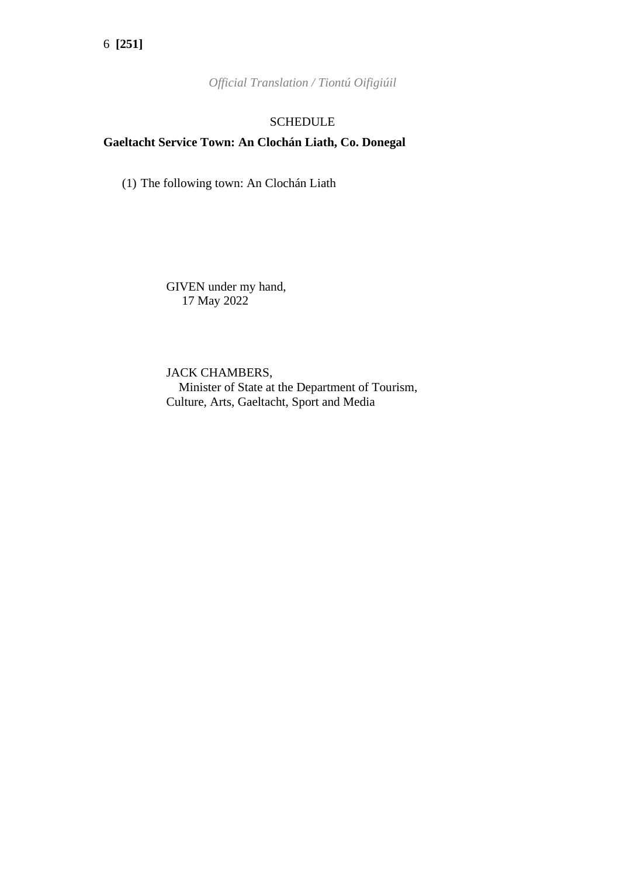*Official Translation / Tiontú Oifigiúil*

SCHEDULE

**Gaeltacht Service Town: An Clochán Liath, Co. Donegal**

(1) The following town: An Clochán Liath

GIVEN under my hand,
17 May 2022

JACK CHAMBERS,
Minister of State at the Department of Tourism, Culture, Arts, Gaeltacht, Sport and Media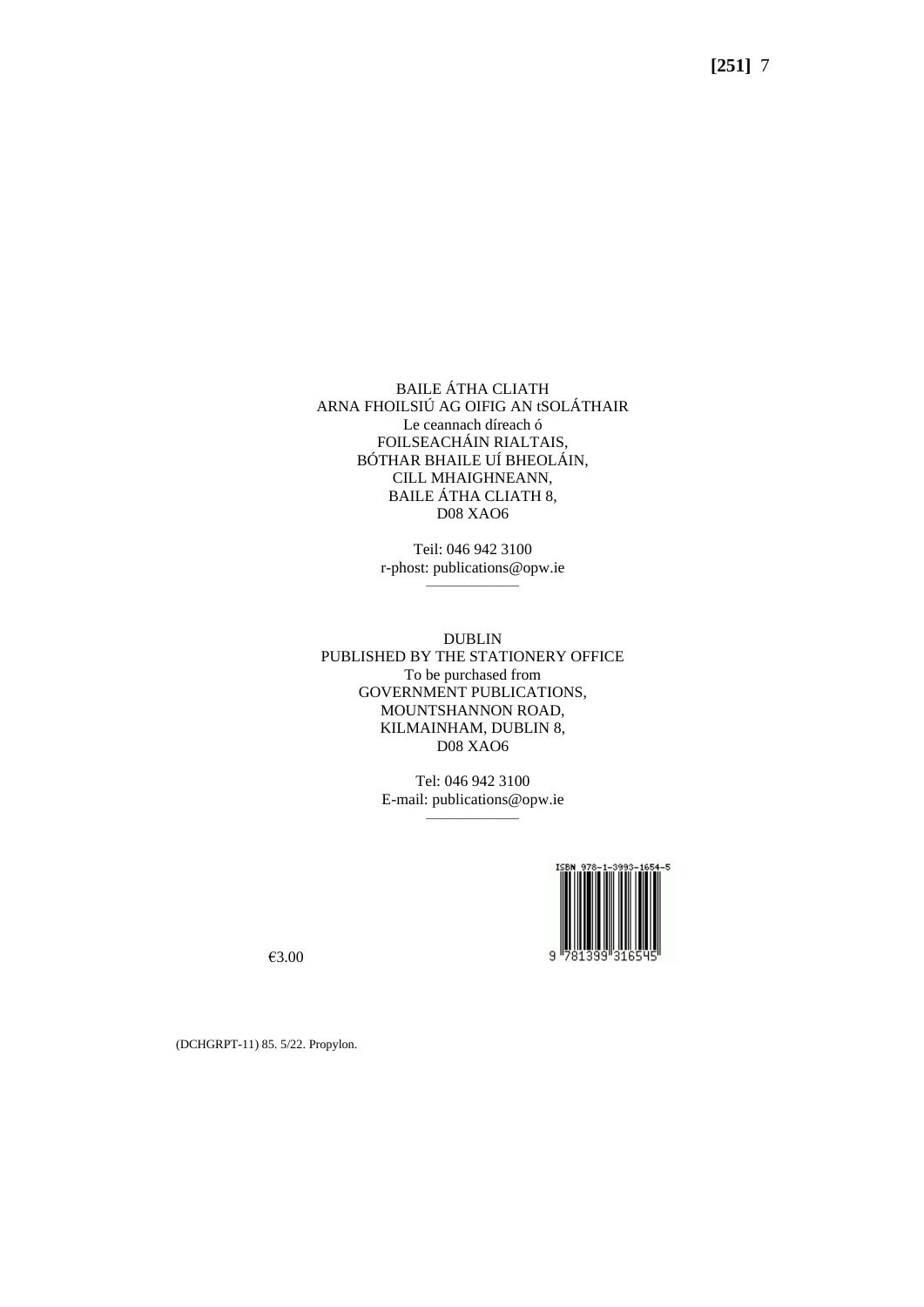BAILE ÁTHA CLIATH
ARNA FHOILSIÚ AG OIFIG AN tSOLÁTHAIR
Le ceannach díreach ó
FOILSEACHÁIN RIALTAIS,
BÓTHAR BHAILE UÍ BHEOLÁIN,
CILL MHAIGHNEANN,
BAILE ÁTHA CLIATH 8,
D08 XAO6

Teil: 046 942 3100
r-phost: publications@opw.ie

---

DUBLIN
PUBLISHED BY THE STATIONERY OFFICE
To be purchased from
GOVERNMENT PUBLICATIONS,
MOUNTSHANNON ROAD,
KILMAINHAM, DUBLIN 8,
D08 XAO6

Tel: 046 942 3100
E-mail: publications@opw.ie

---

ISBN 978-1-3993-1654-5

9 781399 316545

€3.00

(DCHGRPT-11) 85. 5/22. Propylon.